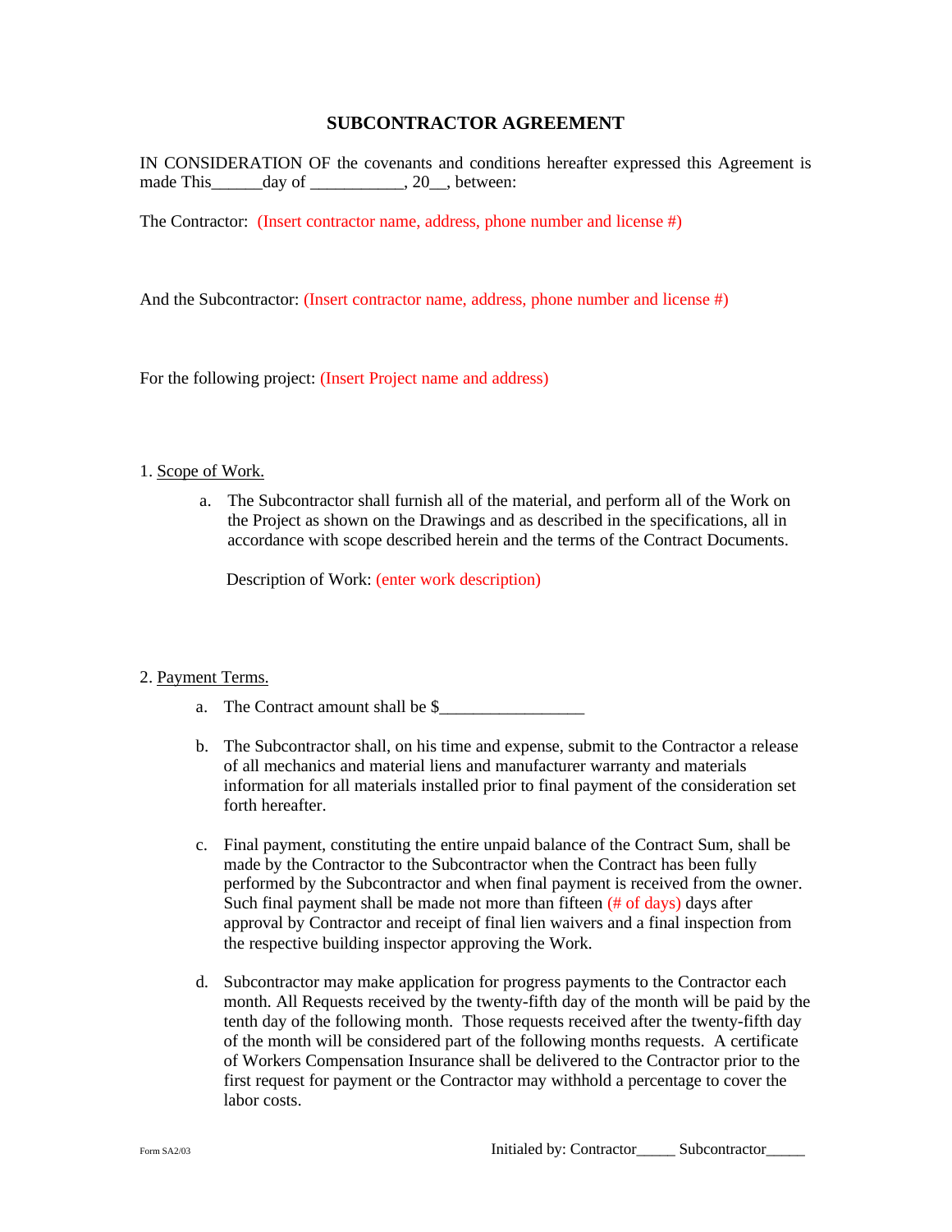# SUBCONTRACTOR AGREEMENT

IN CONSIDERATION OF the covenants and conditions hereafter expressed this Agreement is made This______day of ___________, 20__, between:

The Contractor: (Insert contractor name, address, phone number and license #)

And the Subcontractor: (Insert contractor name, address, phone number and license #)

For the following project: (Insert Project name and address)

1. Scope of Work.

   a. The Subcontractor shall furnish all of the material, and perform all of the Work on the Project as shown on the Drawings and as described in the specifications, all in accordance with scope described herein and the terms of the Contract Documents.

      Description of Work: (enter work description)

2. Payment Terms.

   a. The Contract amount shall be $_________________

   b. The Subcontractor shall, on his time and expense, submit to the Contractor a release of all mechanics and material liens and manufacturer warranty and materials information for all materials installed prior to final payment of the consideration set forth hereafter.

   c. Final payment, constituting the entire unpaid balance of the Contract Sum, shall be made by the Contractor to the Subcontractor when the Contract has been fully performed by the Subcontractor and when final payment is received from the owner. Such final payment shall be made not more than fifteen (# of days) days after approval by Contractor and receipt of final lien waivers and a final inspection from the respective building inspector approving the Work.

   d. Subcontractor may make application for progress payments to the Contractor each month. All Requests received by the twenty-fifth day of the month will be paid by the tenth day of the following month. Those requests received after the twenty-fifth day of the month will be considered part of the following months requests. A certificate of Workers Compensation Insurance shall be delivered to the Contractor prior to the first request for payment or the Contractor may withhold a percentage to cover the labor costs.

Form SA2/03

Initialed by: Contractor_____ Subcontractor_____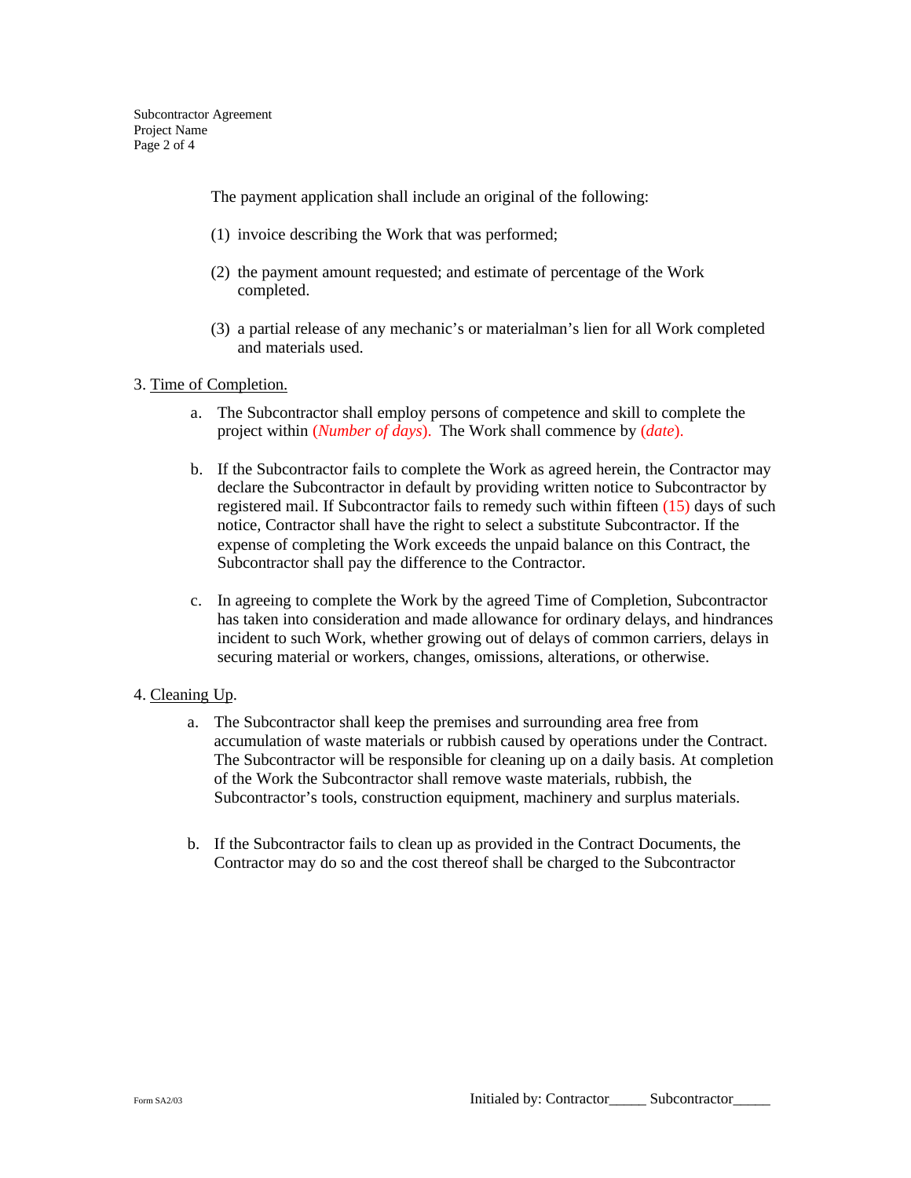The payment application shall include an original of the following:

(1) invoice describing the Work that was performed;

(2) the payment amount requested; and estimate of percentage of the Work completed.

(3) a partial release of any mechanic's or materialman's lien for all Work completed and materials used.

3. Time of Completion.

a. The Subcontractor shall employ persons of competence and skill to complete the project within (*Number of days*). The Work shall commence by (*date*).

b. If the Subcontractor fails to complete the Work as agreed herein, the Contractor may declare the Subcontractor in default by providing written notice to Subcontractor by registered mail. If Subcontractor fails to remedy such within fifteen (15) days of such notice, Contractor shall have the right to select a substitute Subcontractor. If the expense of completing the Work exceeds the unpaid balance on this Contract, the Subcontractor shall pay the difference to the Contractor.

c. In agreeing to complete the Work by the agreed Time of Completion, Subcontractor has taken into consideration and made allowance for ordinary delays, and hindrances incident to such Work, whether growing out of delays of common carriers, delays in securing material or workers, changes, omissions, alterations, or otherwise.

4. Cleaning Up.

a. The Subcontractor shall keep the premises and surrounding area free from accumulation of waste materials or rubbish caused by operations under the Contract. The Subcontractor will be responsible for cleaning up on a daily basis. At completion of the Work the Subcontractor shall remove waste materials, rubbish, the Subcontractor's tools, construction equipment, machinery and surplus materials.

b. If the Subcontractor fails to clean up as provided in the Contract Documents, the Contractor may do so and the cost thereof shall be charged to the Subcontractor

Form SA2/03 Initialed by: Contractor_____ Subcontractor_____